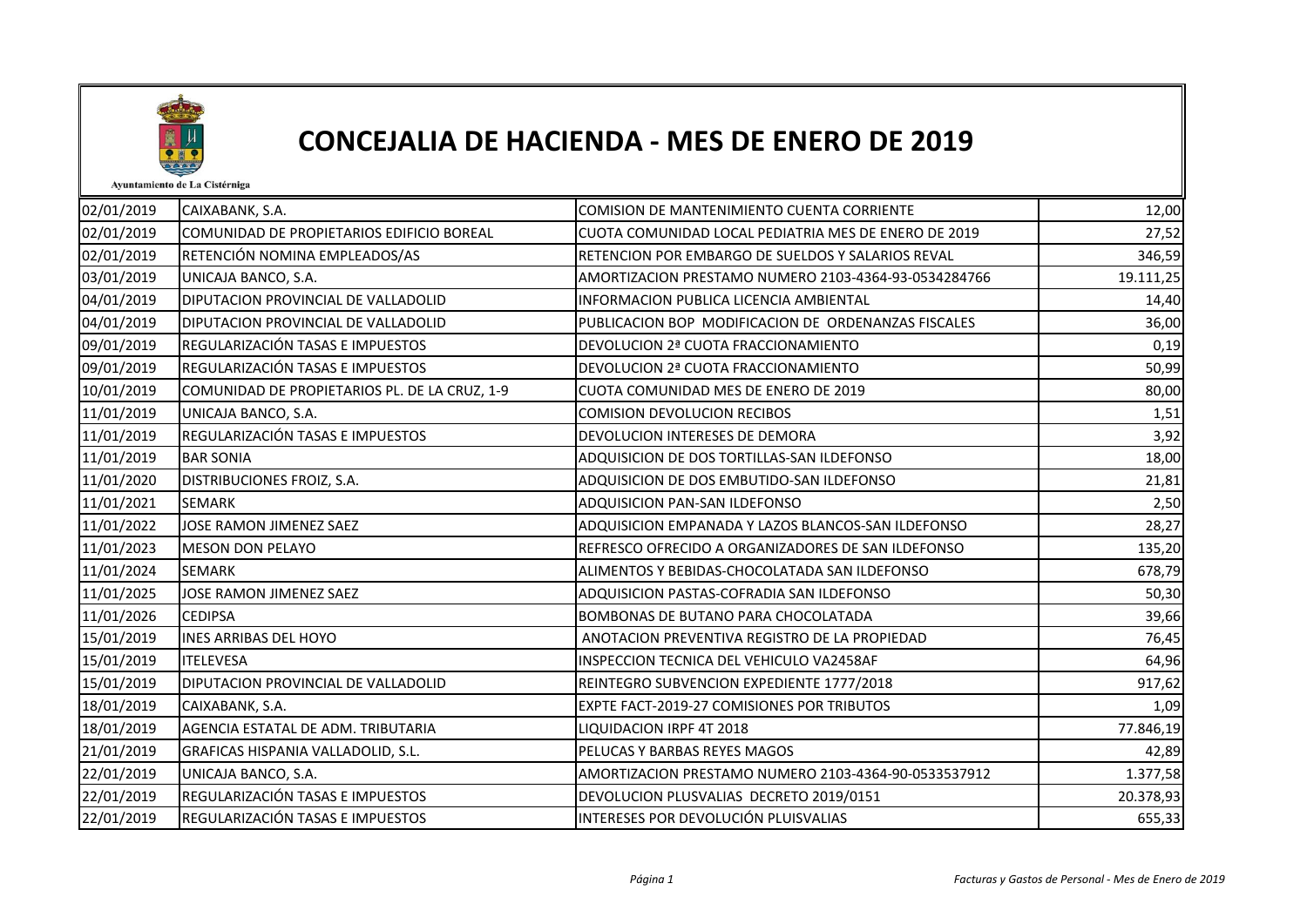# CONCEJALIA DE HACIENDA - MES DE ENERO DE 2019

Ayuntamiento de La Cistérniga

| | | | |
|---|---|---|---|
| 02/01/2019 | CAIXABANK, S.A. | COMISION DE MANTENIMIENTO CUENTA CORRIENTE | 12,00 |
| 02/01/2019 | COMUNIDAD DE PROPIETARIOS EDIFICIO BOREAL | CUOTA COMUNIDAD LOCAL PEDIATRIA MES DE ENERO DE 2019 | 27,52 |
| 02/01/2019 | RETENCIÓN NOMINA EMPLEADOS/AS | RETENCION POR EMBARGO DE SUELDOS Y SALARIOS REVAL | 346,59 |
| 03/01/2019 | UNICAJA BANCO, S.A. | AMORTIZACION PRESTAMO NUMERO 2103-4364-93-0534284766 | 19.111,25 |
| 04/01/2019 | DIPUTACION PROVINCIAL DE VALLADOLID | INFORMACION PUBLICA LICENCIA AMBIENTAL | 14,40 |
| 04/01/2019 | DIPUTACION PROVINCIAL DE VALLADOLID | PUBLICACION BOP MODIFICACION DE ORDENANZAS FISCALES | 36,00 |
| 09/01/2019 | REGULARIZACIÓN TASAS E IMPUESTOS | DEVOLUCION 2ª CUOTA FRACCIONAMIENTO | 0,19 |
| 09/01/2019 | REGULARIZACIÓN TASAS E IMPUESTOS | DEVOLUCION 2ª CUOTA FRACCIONAMIENTO | 50,99 |
| 10/01/2019 | COMUNIDAD DE PROPIETARIOS PL. DE LA CRUZ, 1-9 | CUOTA COMUNIDAD MES DE ENERO DE 2019 | 80,00 |
| 11/01/2019 | UNICAJA BANCO, S.A. | COMISION DEVOLUCION RECIBOS | 1,51 |
| 11/01/2019 | REGULARIZACIÓN TASAS E IMPUESTOS | DEVOLUCION INTERESES DE DEMORA | 3,92 |
| 11/01/2019 | BAR SONIA | ADQUISICION DE DOS TORTILLAS-SAN ILDEFONSO | 18,00 |
| 11/01/2020 | DISTRIBUCIONES FROIZ, S.A. | ADQUISICION DE DOS EMBUTIDO-SAN ILDEFONSO | 21,81 |
| 11/01/2021 | SEMARK | ADQUISICION PAN-SAN ILDEFONSO | 2,50 |
| 11/01/2022 | JOSE RAMON JIMENEZ SAEZ | ADQUISICION EMPANADA Y LAZOS BLANCOS-SAN ILDEFONSO | 28,27 |
| 11/01/2023 | MESON DON PELAYO | REFRESCO OFRECIDO A ORGANIZADORES DE SAN ILDEFONSO | 135,20 |
| 11/01/2024 | SEMARK | ALIMENTOS Y BEBIDAS-CHOCOLATADA SAN ILDEFONSO | 678,79 |
| 11/01/2025 | JOSE RAMON JIMENEZ SAEZ | ADQUISICION PASTAS-COFRADIA SAN ILDEFONSO | 50,30 |
| 11/01/2026 | CEDIPSA | BOMBONAS DE BUTANO PARA CHOCOLATADA | 39,66 |
| 15/01/2019 | INES ARRIBAS DEL HOYO | ANOTACION PREVENTIVA REGISTRO DE LA PROPIEDAD | 76,45 |
| 15/01/2019 | ITELEVESA | INSPECCION TECNICA DEL VEHICULO VA2458AF | 64,96 |
| 15/01/2019 | DIPUTACION PROVINCIAL DE VALLADOLID | REINTEGRO SUBVENCION EXPEDIENTE 1777/2018 | 917,62 |
| 18/01/2019 | CAIXABANK, S.A. | EXPTE FACT-2019-27 COMISIONES POR TRIBUTOS | 1,09 |
| 18/01/2019 | AGENCIA ESTATAL DE ADM. TRIBUTARIA | LIQUIDACION IRPF 4T 2018 | 77.846,19 |
| 21/01/2019 | GRAFICAS HISPANIA VALLADOLID, S.L. | PELUCAS Y BARBAS REYES MAGOS | 42,89 |
| 22/01/2019 | UNICAJA BANCO, S.A. | AMORTIZACION PRESTAMO NUMERO 2103-4364-90-0533537912 | 1.377,58 |
| 22/01/2019 | REGULARIZACIÓN TASAS E IMPUESTOS | DEVOLUCION PLUSVALIAS DECRETO 2019/0151 | 20.378,93 |
| 22/01/2019 | REGULARIZACIÓN TASAS E IMPUESTOS | INTERESES POR DEVOLUCIÓN PLUISVALIAS | 655,33 |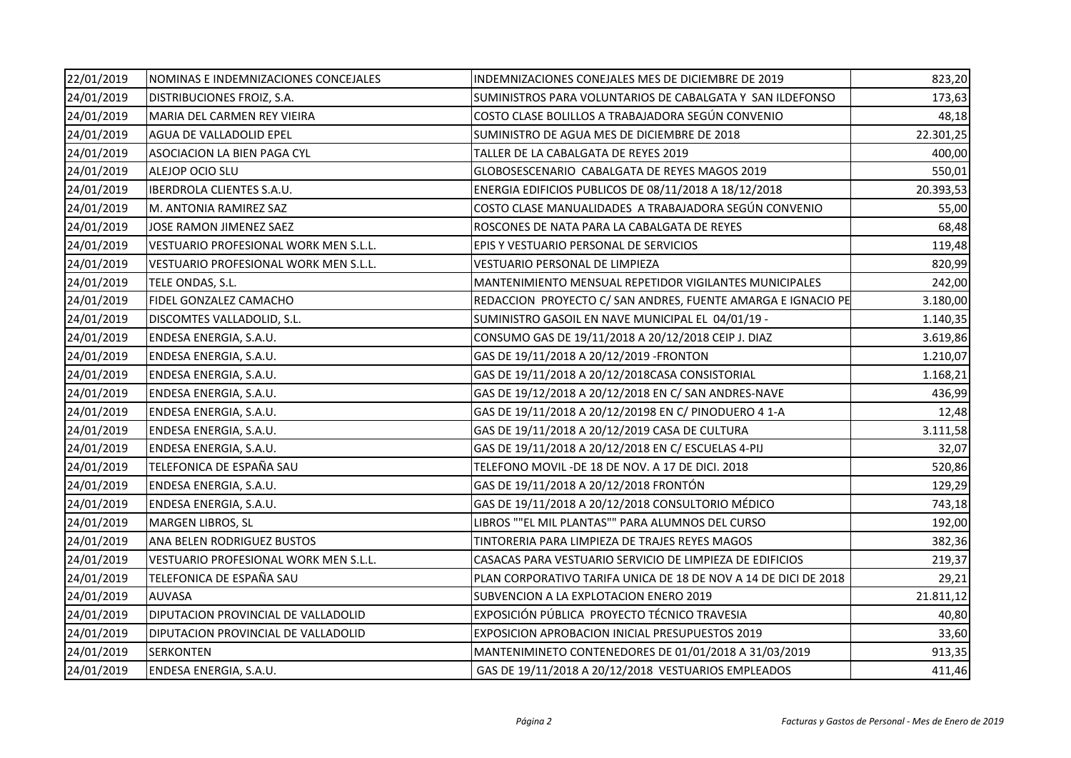| | | | |
|---|---|---|---|
| 22/01/2019 | NOMINAS E INDEMNIZACIONES CONCEJALES | INDEMNIZACIONES CONEJALES MES DE DICIEMBRE DE 2019 | 823,20 |
| 24/01/2019 | DISTRIBUCIONES FROIZ, S.A. | SUMINISTROS PARA VOLUNTARIOS DE CABALGATA Y SAN ILDEFONSO | 173,63 |
| 24/01/2019 | MARIA DEL CARMEN REY VIEIRA | COSTO CLASE BOLILLOS A TRABAJADORA SEGÚN CONVENIO | 48,18 |
| 24/01/2019 | AGUA DE VALLADOLID EPEL | SUMINISTRO DE AGUA MES DE DICIEMBRE DE 2018 | 22.301,25 |
| 24/01/2019 | ASOCIACION LA BIEN PAGA CYL | TALLER DE LA CABALGATA DE REYES 2019 | 400,00 |
| 24/01/2019 | ALEJOP OCIO SLU | GLOBOSESCENARIO CABALGATA DE REYES MAGOS 2019 | 550,01 |
| 24/01/2019 | IBERDROLA CLIENTES S.A.U. | ENERGIA EDIFICIOS PUBLICOS DE 08/11/2018 A 18/12/2018 | 20.393,53 |
| 24/01/2019 | M. ANTONIA RAMIREZ SAZ | COSTO CLASE MANUALIDADES A TRABAJADORA SEGÚN CONVENIO | 55,00 |
| 24/01/2019 | JOSE RAMON JIMENEZ SAEZ | ROSCONES DE NATA PARA LA CABALGATA DE REYES | 68,48 |
| 24/01/2019 | VESTUARIO PROFESIONAL WORK MEN S.L.L. | EPIS Y VESTUARIO PERSONAL DE SERVICIOS | 119,48 |
| 24/01/2019 | VESTUARIO PROFESIONAL WORK MEN S.L.L. | VESTUARIO PERSONAL DE LIMPIEZA | 820,99 |
| 24/01/2019 | TELE ONDAS, S.L. | MANTENIMIENTO MENSUAL REPETIDOR VIGILANTES MUNICIPALES | 242,00 |
| 24/01/2019 | FIDEL GONZALEZ CAMACHO | REDACCION PROYECTO C/ SAN ANDRES, FUENTE AMARGA E IGNACIO PE | 3.180,00 |
| 24/01/2019 | DISCOMTES VALLADOLID, S.L. | SUMINISTRO GASOIL EN NAVE MUNICIPAL EL 04/01/19 - | 1.140,35 |
| 24/01/2019 | ENDESA ENERGIA, S.A.U. | CONSUMO GAS DE 19/11/2018 A 20/12/2018 CEIP J. DIAZ | 3.619,86 |
| 24/01/2019 | ENDESA ENERGIA, S.A.U. | GAS DE 19/11/2018 A 20/12/2019 -FRONTON | 1.210,07 |
| 24/01/2019 | ENDESA ENERGIA, S.A.U. | GAS DE 19/11/2018 A 20/12/2018CASA CONSISTORIAL | 1.168,21 |
| 24/01/2019 | ENDESA ENERGIA, S.A.U. | GAS DE 19/12/2018 A 20/12/2018 EN C/ SAN ANDRES-NAVE | 436,99 |
| 24/01/2019 | ENDESA ENERGIA, S.A.U. | GAS DE 19/11/2018 A 20/12/20198 EN C/ PINODUERO 4 1-A | 12,48 |
| 24/01/2019 | ENDESA ENERGIA, S.A.U. | GAS DE 19/11/2018 A 20/12/2019 CASA DE CULTURA | 3.111,58 |
| 24/01/2019 | ENDESA ENERGIA, S.A.U. | GAS DE 19/11/2018 A 20/12/2018 EN C/ ESCUELAS 4-PIJ | 32,07 |
| 24/01/2019 | TELEFONICA DE ESPAÑA SAU | TELEFONO MOVIL -DE 18 DE NOV. A 17 DE DICI. 2018 | 520,86 |
| 24/01/2019 | ENDESA ENERGIA, S.A.U. | GAS DE 19/11/2018 A 20/12/2018 FRONTÓN | 129,29 |
| 24/01/2019 | ENDESA ENERGIA, S.A.U. | GAS DE 19/11/2018 A 20/12/2018 CONSULTORIO MÉDICO | 743,18 |
| 24/01/2019 | MARGEN LIBROS, SL | LIBROS ""EL MIL PLANTAS"" PARA ALUMNOS DEL CURSO | 192,00 |
| 24/01/2019 | ANA BELEN RODRIGUEZ BUSTOS | TINTORERIA PARA LIMPIEZA DE TRAJES REYES MAGOS | 382,36 |
| 24/01/2019 | VESTUARIO PROFESIONAL WORK MEN S.L.L. | CASACAS PARA VESTUARIO SERVICIO DE LIMPIEZA DE EDIFICIOS | 219,37 |
| 24/01/2019 | TELEFONICA DE ESPAÑA SAU | PLAN CORPORATIVO TARIFA UNICA DE 18 DE NOV A 14 DE DICI DE 2018 | 29,21 |
| 24/01/2019 | AUVASA | SUBVENCION A LA EXPLOTACION ENERO 2019 | 21.811,12 |
| 24/01/2019 | DIPUTACION PROVINCIAL DE VALLADOLID | EXPOSICIÓN PÚBLICA PROYECTO TÉCNICO TRAVESIA | 40,80 |
| 24/01/2019 | DIPUTACION PROVINCIAL DE VALLADOLID | EXPOSICION APROBACION INICIAL PRESUPUESTOS 2019 | 33,60 |
| 24/01/2019 | SERKONTEN | MANTENIMINETO CONTENEDORES DE 01/01/2018 A 31/03/2019 | 913,35 |
| 24/01/2019 | ENDESA ENERGIA, S.A.U. | GAS DE 19/11/2018 A 20/12/2018 VESTUARIOS EMPLEADOS | 411,46 |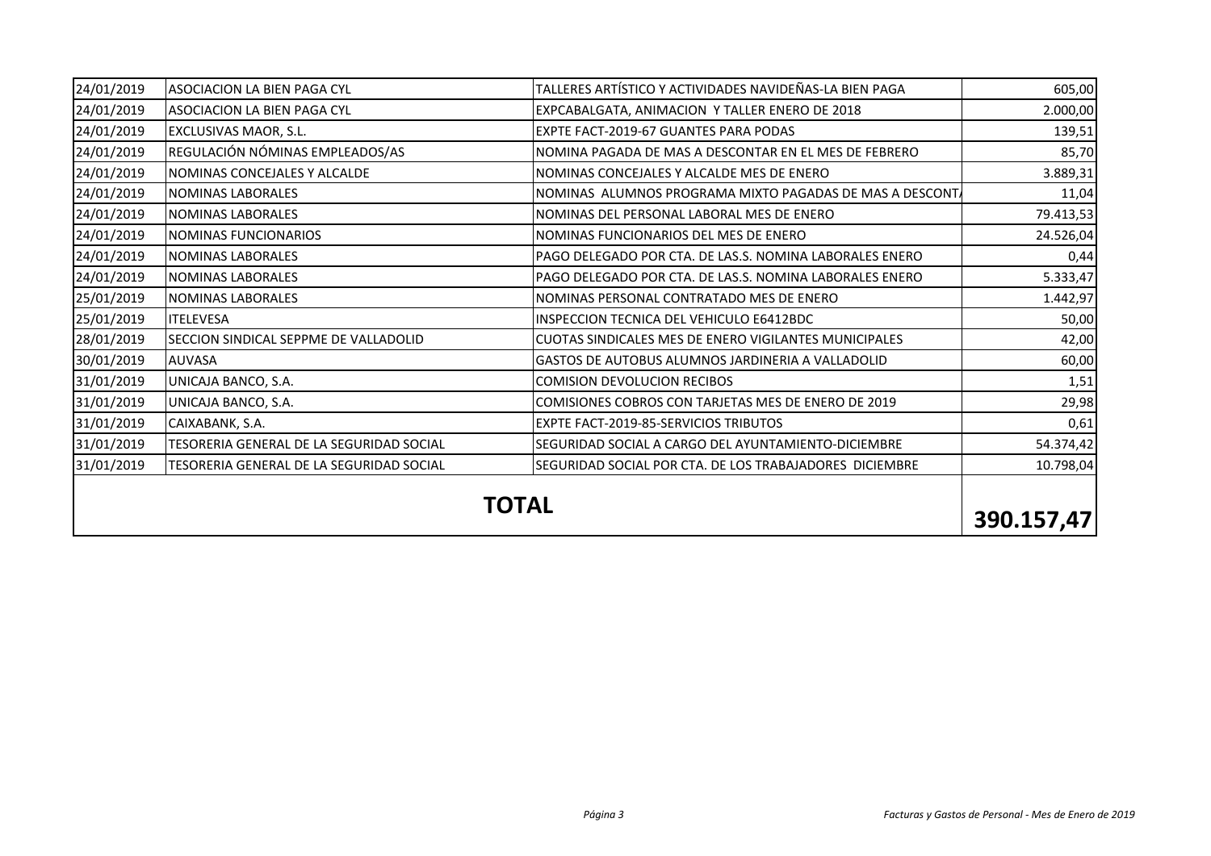| | | | |
|---|---|---|---|
| 24/01/2019 | ASOCIACION LA BIEN PAGA CYL | TALLERES ARTÍSTICO Y ACTIVIDADES NAVIDEÑAS-LA BIEN PAGA | 605,00 |
| 24/01/2019 | ASOCIACION LA BIEN PAGA CYL | EXPCABALGATA, ANIMACION Y TALLER ENERO DE 2018 | 2.000,00 |
| 24/01/2019 | EXCLUSIVAS MAOR, S.L. | EXPTE FACT-2019-67 GUANTES PARA PODAS | 139,51 |
| 24/01/2019 | REGULACIÓN NÓMINAS EMPLEADOS/AS | NOMINA PAGADA DE MAS A DESCONTAR EN EL MES DE FEBRERO | 85,70 |
| 24/01/2019 | NOMINAS CONCEJALES Y ALCALDE | NOMINAS CONCEJALES Y ALCALDE MES DE ENERO | 3.889,31 |
| 24/01/2019 | NOMINAS LABORALES | NOMINAS ALUMNOS PROGRAMA MIXTO PAGADAS DE MAS A DESCONTA | 11,04 |
| 24/01/2019 | NOMINAS LABORALES | NOMINAS DEL PERSONAL LABORAL MES DE ENERO | 79.413,53 |
| 24/01/2019 | NOMINAS FUNCIONARIOS | NOMINAS FUNCIONARIOS DEL MES DE ENERO | 24.526,04 |
| 24/01/2019 | NOMINAS LABORALES | PAGO DELEGADO POR CTA. DE LAS.S. NOMINA LABORALES ENERO | 0,44 |
| 24/01/2019 | NOMINAS LABORALES | PAGO DELEGADO POR CTA. DE LAS.S. NOMINA LABORALES ENERO | 5.333,47 |
| 25/01/2019 | NOMINAS LABORALES | NOMINAS PERSONAL CONTRATADO MES DE ENERO | 1.442,97 |
| 25/01/2019 | ITELEVESA | INSPECCION TECNICA DEL VEHICULO E6412BDC | 50,00 |
| 28/01/2019 | SECCION SINDICAL SEPPME DE VALLADOLID | CUOTAS SINDICALES MES DE ENERO VIGILANTES MUNICIPALES | 42,00 |
| 30/01/2019 | AUVASA | GASTOS DE AUTOBUS ALUMNOS JARDINERIA A VALLADOLID | 60,00 |
| 31/01/2019 | UNICAJA BANCO, S.A. | COMISION DEVOLUCION RECIBOS | 1,51 |
| 31/01/2019 | UNICAJA BANCO, S.A. | COMISIONES COBROS CON TARJETAS MES DE ENERO DE 2019 | 29,98 |
| 31/01/2019 | CAIXABANK, S.A. | EXPTE FACT-2019-85-SERVICIOS TRIBUTOS | 0,61 |
| 31/01/2019 | TESORERIA GENERAL DE LA SEGURIDAD SOCIAL | SEGURIDAD SOCIAL A CARGO DEL AYUNTAMIENTO-DICIEMBRE | 54.374,42 |
| 31/01/2019 | TESORERIA GENERAL DE LA SEGURIDAD SOCIAL | SEGURIDAD SOCIAL POR CTA. DE LOS TRABAJADORES DICIEMBRE | 10.798,04 |
| **TOTAL** | | | **390.157,47** |